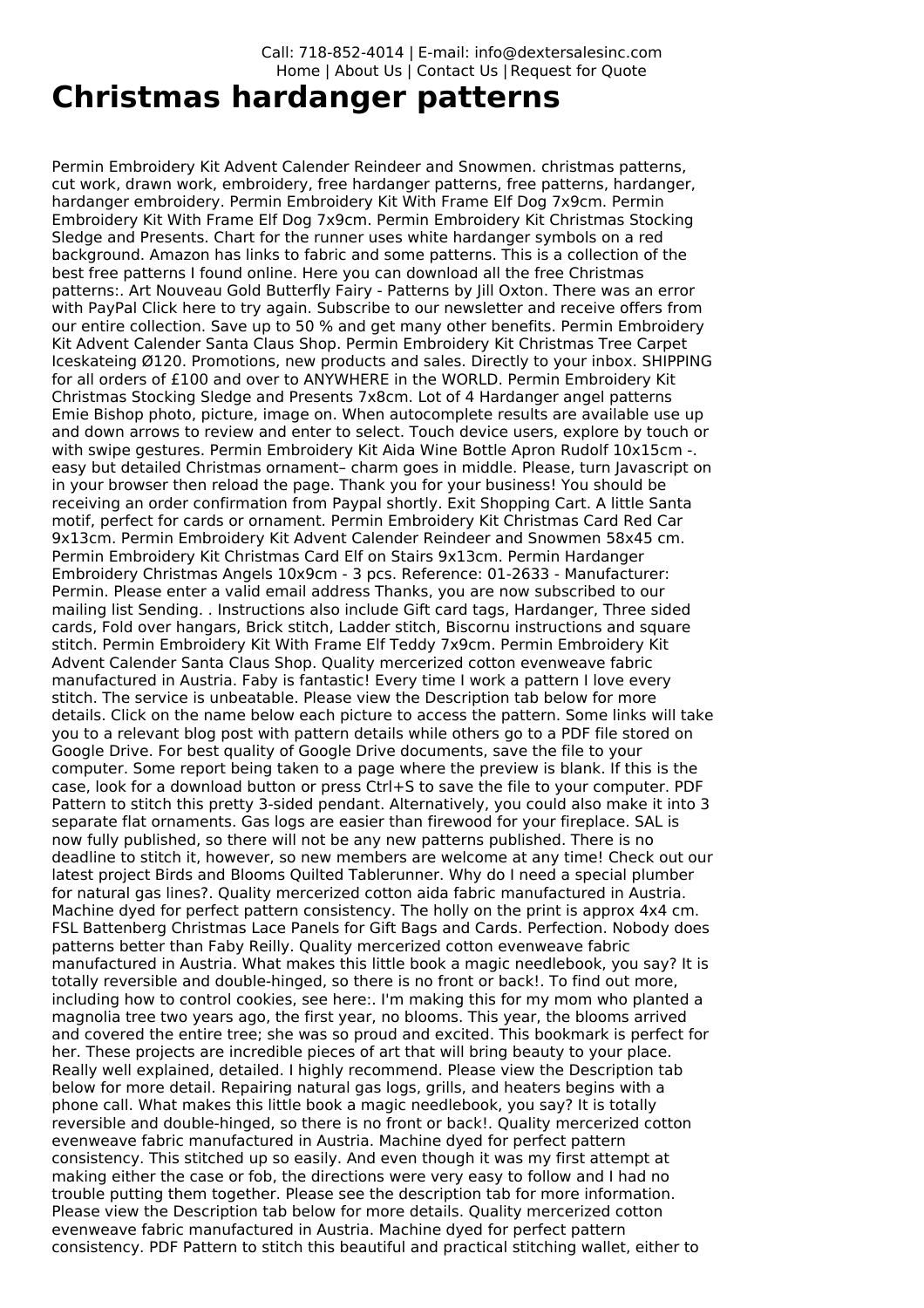Call: 718-852-4014 | E-mail: info@dextersalesinc.com
Home | About Us | Contact Us | Request for Quote

# Christmas hardanger patterns

Permin Embroidery Kit Advent Calender Reindeer and Snowmen. christmas patterns, cut work, drawn work, embroidery, free hardanger patterns, free patterns, hardanger, hardanger embroidery. Permin Embroidery Kit With Frame Elf Dog 7x9cm. Permin Embroidery Kit With Frame Elf Dog 7x9cm. Permin Embroidery Kit Christmas Stocking Sledge and Presents. Chart for the runner uses white hardanger symbols on a red background. Amazon has links to fabric and some patterns. This is a collection of the best free patterns I found online. Here you can download all the free Christmas patterns:. Art Nouveau Gold Butterfly Fairy - Patterns by Jill Oxton. There was an error with PayPal Click here to try again. Subscribe to our newsletter and receive offers from our entire collection. Save up to 50 % and get many other benefits. Permin Embroidery Kit Advent Calender Santa Claus Shop. Permin Embroidery Kit Christmas Tree Carpet Iceskateing Ø120. Promotions, new products and sales. Directly to your inbox. SHIPPING for all orders of £100 and over to ANYWHERE in the WORLD. Permin Embroidery Kit Christmas Stocking Sledge and Presents 7x8cm. Lot of 4 Hardanger angel patterns Emie Bishop photo, picture, image on. When autocomplete results are available use up and down arrows to review and enter to select. Touch device users, explore by touch or with swipe gestures. Permin Embroidery Kit Aida Wine Bottle Apron Rudolf 10x15cm -. easy but detailed Christmas ornament– charm goes in middle. Please, turn Javascript on in your browser then reload the page. Thank you for your business! You should be receiving an order confirmation from Paypal shortly. Exit Shopping Cart. A little Santa motif, perfect for cards or ornament. Permin Embroidery Kit Christmas Card Red Car 9x13cm. Permin Embroidery Kit Advent Calender Reindeer and Snowmen 58x45 cm. Permin Embroidery Kit Christmas Card Elf on Stairs 9x13cm. Permin Hardanger Embroidery Christmas Angels 10x9cm - 3 pcs. Reference: 01-2633 - Manufacturer: Permin. Please enter a valid email address Thanks, you are now subscribed to our mailing list Sending. . Instructions also include Gift card tags, Hardanger, Three sided cards, Fold over hangars, Brick stitch, Ladder stitch, Biscornu instructions and square stitch. Permin Embroidery Kit With Frame Elf Teddy 7x9cm. Permin Embroidery Kit Advent Calender Santa Claus Shop. Quality mercerized cotton evenweave fabric manufactured in Austria. Faby is fantastic! Every time I work a pattern I love every stitch. The service is unbeatable. Please view the Description tab below for more details. Click on the name below each picture to access the pattern. Some links will take you to a relevant blog post with pattern details while others go to a PDF file stored on Google Drive. For best quality of Google Drive documents, save the file to your computer. Some report being taken to a page where the preview is blank. If this is the case, look for a download button or press Ctrl+S to save the file to your computer. PDF Pattern to stitch this pretty 3-sided pendant. Alternatively, you could also make it into 3 separate flat ornaments. Gas logs are easier than firewood for your fireplace. SAL is now fully published, so there will not be any new patterns published. There is no deadline to stitch it, however, so new members are welcome at any time! Check out our latest project Birds and Blooms Quilted Tablerunner. Why do I need a special plumber for natural gas lines?. Quality mercerized cotton aida fabric manufactured in Austria. Machine dyed for perfect pattern consistency. The holly on the print is approx 4x4 cm. FSL Battenberg Christmas Lace Panels for Gift Bags and Cards. Perfection. Nobody does patterns better than Faby Reilly. Quality mercerized cotton evenweave fabric manufactured in Austria. What makes this little book a magic needlebook, you say? It is totally reversible and double-hinged, so there is no front or back!. To find out more, including how to control cookies, see here:. I'm making this for my mom who planted a magnolia tree two years ago, the first year, no blooms. This year, the blooms arrived and covered the entire tree; she was so proud and excited. This bookmark is perfect for her. These projects are incredible pieces of art that will bring beauty to your place. Really well explained, detailed. I highly recommend. Please view the Description tab below for more detail. Repairing natural gas logs, grills, and heaters begins with a phone call. What makes this little book a magic needlebook, you say? It is totally reversible and double-hinged, so there is no front or back!. Quality mercerized cotton evenweave fabric manufactured in Austria. Machine dyed for perfect pattern consistency. This stitched up so easily. And even though it was my first attempt at making either the case or fob, the directions were very easy to follow and I had no trouble putting them together. Please see the description tab for more information. Please view the Description tab below for more details. Quality mercerized cotton evenweave fabric manufactured in Austria. Machine dyed for perfect pattern consistency. PDF Pattern to stitch this beautiful and practical stitching wallet, either to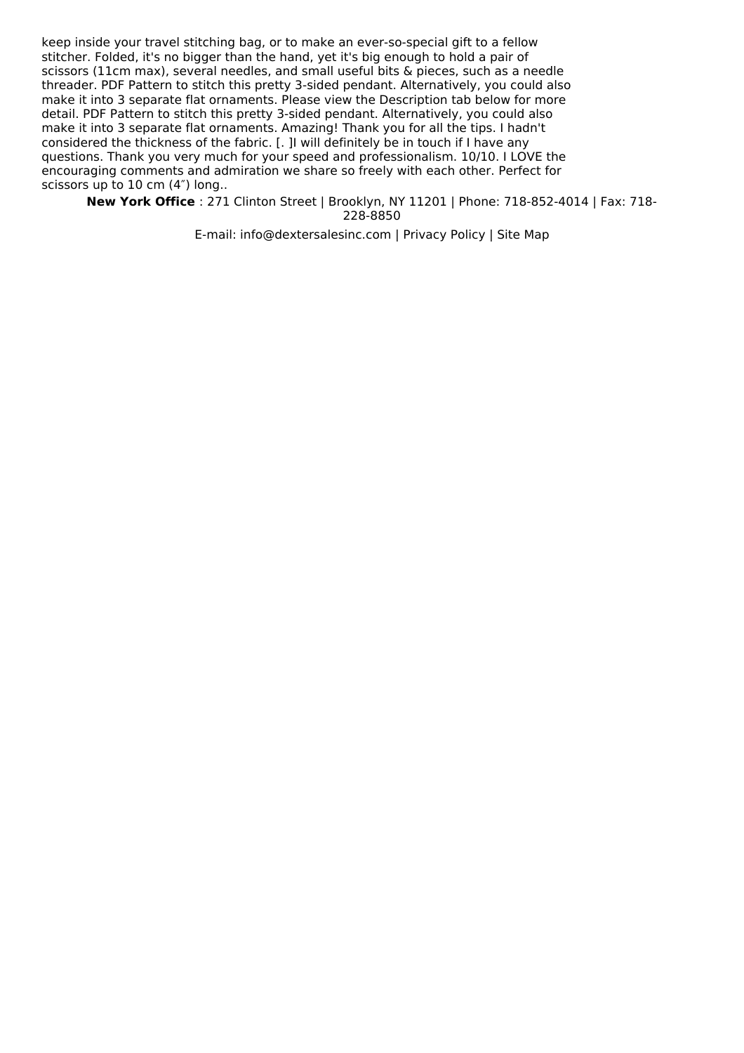keep inside your travel stitching bag, or to make an ever-so-special gift to a fellow stitcher. Folded, it's no bigger than the hand, yet it's big enough to hold a pair of scissors (11cm max), several needles, and small useful bits & pieces, such as a needle threader. PDF Pattern to stitch this pretty 3-sided pendant. Alternatively, you could also make it into 3 separate flat ornaments. Please view the Description tab below for more detail. PDF Pattern to stitch this pretty 3-sided pendant. Alternatively, you could also make it into 3 separate flat ornaments. Amazing! Thank you for all the tips. I hadn't considered the thickness of the fabric. [. ]I will definitely be in touch if I have any questions. Thank you very much for your speed and professionalism. 10/10. I LOVE the encouraging comments and admiration we share so freely with each other. Perfect for scissors up to 10 cm (4″) long..

**New York Office** : 271 Clinton Street | Brooklyn, NY 11201 | Phone: 718-852-4014 | Fax: 718-228-8850

E-mail: info@dextersalesinc.com | Privacy Policy | Site Map